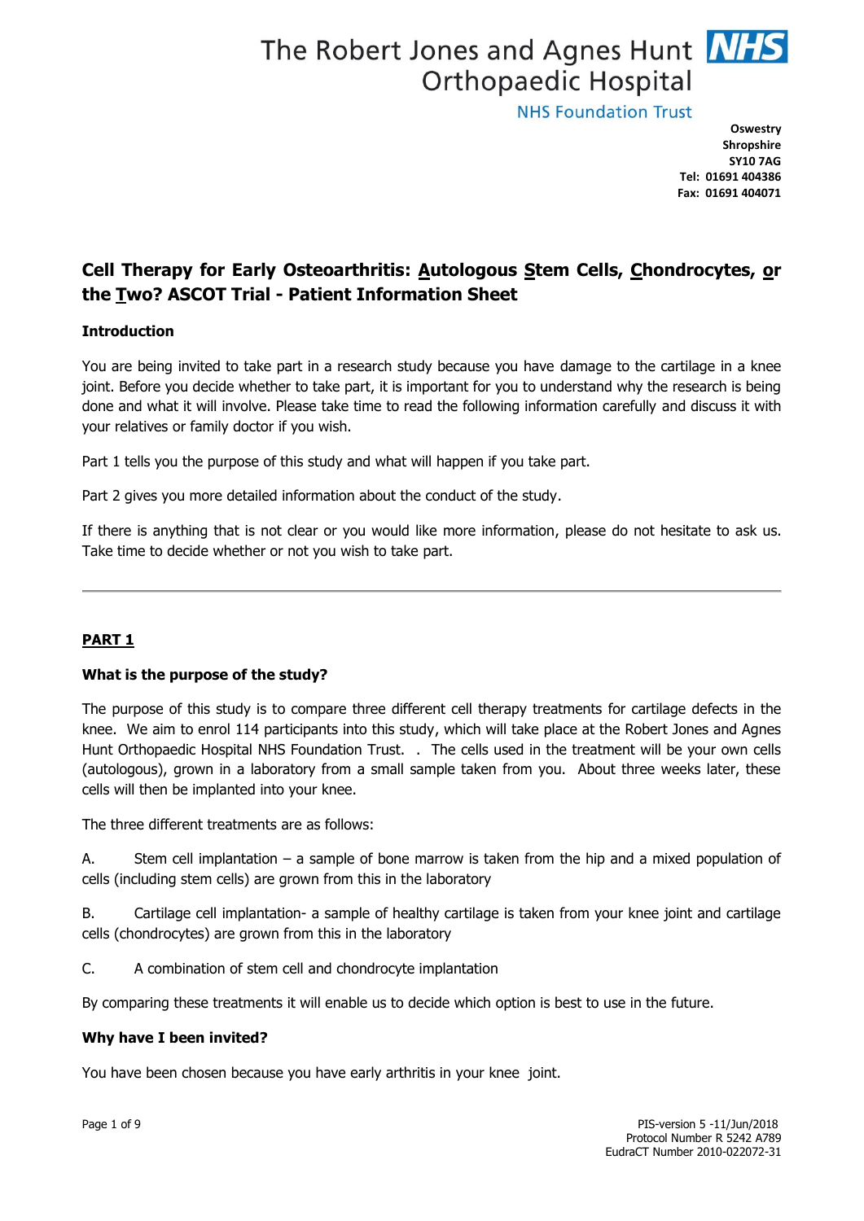The Robert Jones and Agnes Hunt Orthopaedic Hospital
NHS Foundation Trust

**Oswestry**
**Shropshire**
**SY10 7AG**
**Tel: 01691 404386**
**Fax: 01691 404071**

# Cell Therapy for Early Osteoarthritis: Autologous Stem Cells, Chondrocytes, or the Two? ASCOT Trial - Patient Information Sheet

### Introduction

You are being invited to take part in a research study because you have damage to the cartilage in a knee joint. Before you decide whether to take part, it is important for you to understand why the research is being done and what it will involve. Please take time to read the following information carefully and discuss it with your relatives or family doctor if you wish.

Part 1 tells you the purpose of this study and what will happen if you take part.

Part 2 gives you more detailed information about the conduct of the study.

If there is anything that is not clear or you would like more information, please do not hesitate to ask us. Take time to decide whether or not you wish to take part.

---

## PART 1

### What is the purpose of the study?

The purpose of this study is to compare three different cell therapy treatments for cartilage defects in the knee. We aim to enrol 114 participants into this study, which will take place at the Robert Jones and Agnes Hunt Orthopaedic Hospital NHS Foundation Trust. . The cells used in the treatment will be your own cells (autologous), grown in a laboratory from a small sample taken from you. About three weeks later, these cells will then be implanted into your knee.

The three different treatments are as follows:

A. Stem cell implantation – a sample of bone marrow is taken from the hip and a mixed population of cells (including stem cells) are grown from this in the laboratory

B. Cartilage cell implantation- a sample of healthy cartilage is taken from your knee joint and cartilage cells (chondrocytes) are grown from this in the laboratory

C. A combination of stem cell and chondrocyte implantation

By comparing these treatments it will enable us to decide which option is best to use in the future.

### Why have I been invited?

You have been chosen because you have early arthritis in your knee joint.

PIS-version 5 -11/Jun/2018
Protocol Number R 5242 A789
EudraCT Number 2010-022072-31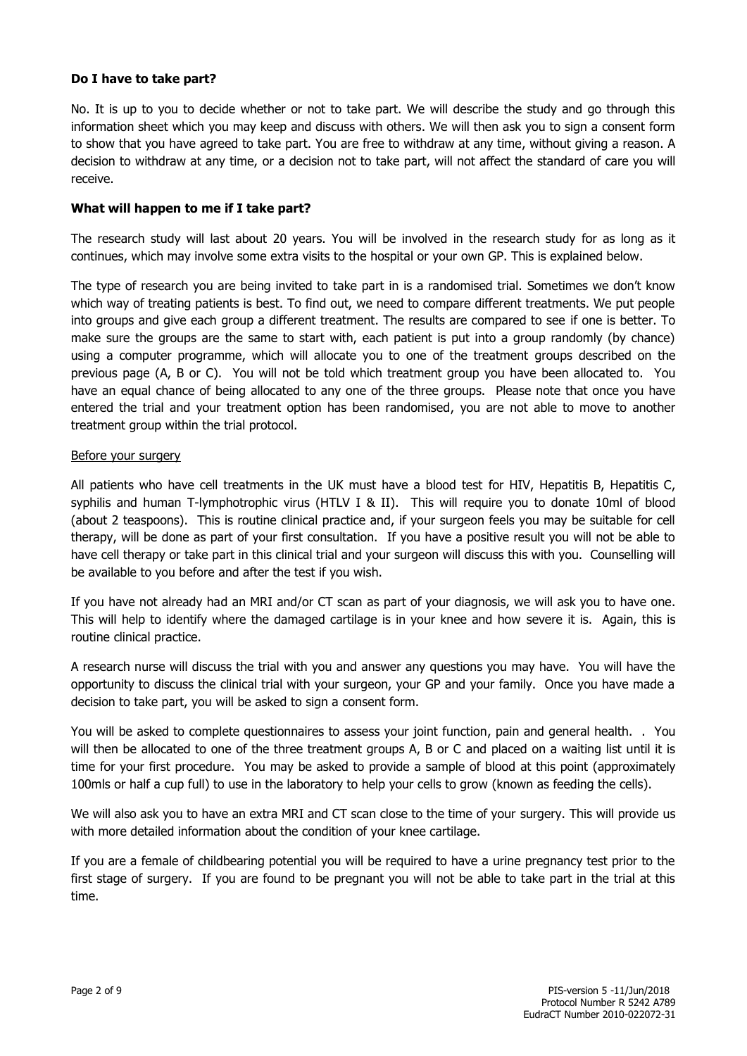**Do I have to take part?**

No. It is up to you to decide whether or not to take part. We will describe the study and go through this information sheet which you may keep and discuss with others. We will then ask you to sign a consent form to show that you have agreed to take part. You are free to withdraw at any time, without giving a reason. A decision to withdraw at any time, or a decision not to take part, will not affect the standard of care you will receive.

**What will happen to me if I take part?**

The research study will last about 20 years. You will be involved in the research study for as long as it continues, which may involve some extra visits to the hospital or your own GP. This is explained below.

The type of research you are being invited to take part in is a randomised trial. Sometimes we don't know which way of treating patients is best. To find out, we need to compare different treatments. We put people into groups and give each group a different treatment. The results are compared to see if one is better. To make sure the groups are the same to start with, each patient is put into a group randomly (by chance) using a computer programme, which will allocate you to one of the treatment groups described on the previous page (A, B or C). You will not be told which treatment group you have been allocated to. You have an equal chance of being allocated to any one of the three groups. Please note that once you have entered the trial and your treatment option has been randomised, you are not able to move to another treatment group within the trial protocol.

Before your surgery

All patients who have cell treatments in the UK must have a blood test for HIV, Hepatitis B, Hepatitis C, syphilis and human T-lymphotrophic virus (HTLV I & II). This will require you to donate 10ml of blood (about 2 teaspoons). This is routine clinical practice and, if your surgeon feels you may be suitable for cell therapy, will be done as part of your first consultation. If you have a positive result you will not be able to have cell therapy or take part in this clinical trial and your surgeon will discuss this with you. Counselling will be available to you before and after the test if you wish.

If you have not already had an MRI and/or CT scan as part of your diagnosis, we will ask you to have one. This will help to identify where the damaged cartilage is in your knee and how severe it is. Again, this is routine clinical practice.

A research nurse will discuss the trial with you and answer any questions you may have. You will have the opportunity to discuss the clinical trial with your surgeon, your GP and your family. Once you have made a decision to take part, you will be asked to sign a consent form.

You will be asked to complete questionnaires to assess your joint function, pain and general health. . You will then be allocated to one of the three treatment groups A, B or C and placed on a waiting list until it is time for your first procedure. You may be asked to provide a sample of blood at this point (approximately 100mls or half a cup full) to use in the laboratory to help your cells to grow (known as feeding the cells).

We will also ask you to have an extra MRI and CT scan close to the time of your surgery. This will provide us with more detailed information about the condition of your knee cartilage.

If you are a female of childbearing potential you will be required to have a urine pregnancy test prior to the first stage of surgery. If you are found to be pregnant you will not be able to take part in the trial at this time.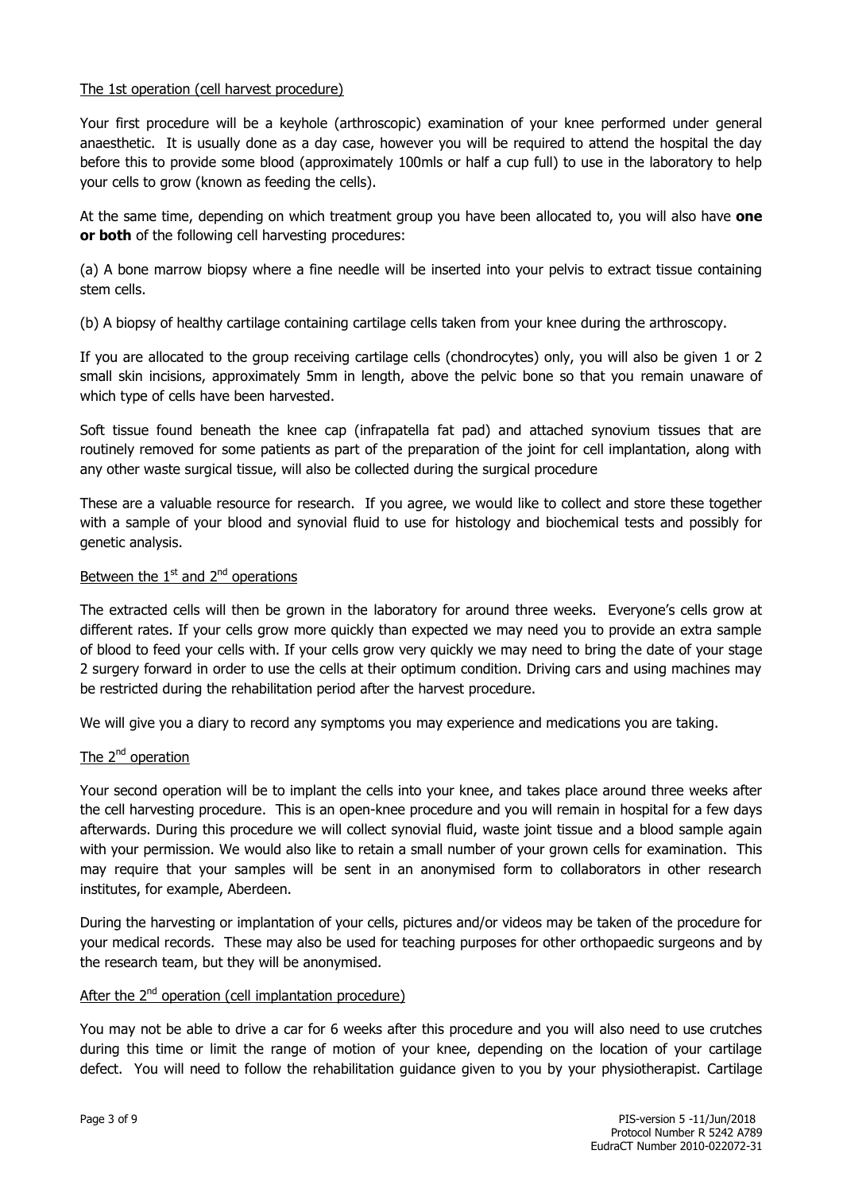The 1st operation (cell harvest procedure)

Your first procedure will be a keyhole (arthroscopic) examination of your knee performed under general anaesthetic. It is usually done as a day case, however you will be required to attend the hospital the day before this to provide some blood (approximately 100mls or half a cup full) to use in the laboratory to help your cells to grow (known as feeding the cells).

At the same time, depending on which treatment group you have been allocated to, you will also have **one or both** of the following cell harvesting procedures:

(a) A bone marrow biopsy where a fine needle will be inserted into your pelvis to extract tissue containing stem cells.

(b) A biopsy of healthy cartilage containing cartilage cells taken from your knee during the arthroscopy.

If you are allocated to the group receiving cartilage cells (chondrocytes) only, you will also be given 1 or 2 small skin incisions, approximately 5mm in length, above the pelvic bone so that you remain unaware of which type of cells have been harvested.

Soft tissue found beneath the knee cap (infrapatella fat pad) and attached synovium tissues that are routinely removed for some patients as part of the preparation of the joint for cell implantation, along with any other waste surgical tissue, will also be collected during the surgical procedure

These are a valuable resource for research. If you agree, we would like to collect and store these together with a sample of your blood and synovial fluid to use for histology and biochemical tests and possibly for genetic analysis.

Between the 1st and 2nd operations

The extracted cells will then be grown in the laboratory for around three weeks. Everyone's cells grow at different rates. If your cells grow more quickly than expected we may need you to provide an extra sample of blood to feed your cells with. If your cells grow very quickly we may need to bring the date of your stage 2 surgery forward in order to use the cells at their optimum condition. Driving cars and using machines may be restricted during the rehabilitation period after the harvest procedure.

We will give you a diary to record any symptoms you may experience and medications you are taking.

The 2nd operation

Your second operation will be to implant the cells into your knee, and takes place around three weeks after the cell harvesting procedure. This is an open-knee procedure and you will remain in hospital for a few days afterwards. During this procedure we will collect synovial fluid, waste joint tissue and a blood sample again with your permission. We would also like to retain a small number of your grown cells for examination. This may require that your samples will be sent in an anonymised form to collaborators in other research institutes, for example, Aberdeen.

During the harvesting or implantation of your cells, pictures and/or videos may be taken of the procedure for your medical records. These may also be used for teaching purposes for other orthopaedic surgeons and by the research team, but they will be anonymised.

After the 2nd operation (cell implantation procedure)

You may not be able to drive a car for 6 weeks after this procedure and you will also need to use crutches during this time or limit the range of motion of your knee, depending on the location of your cartilage defect. You will need to follow the rehabilitation guidance given to you by your physiotherapist. Cartilage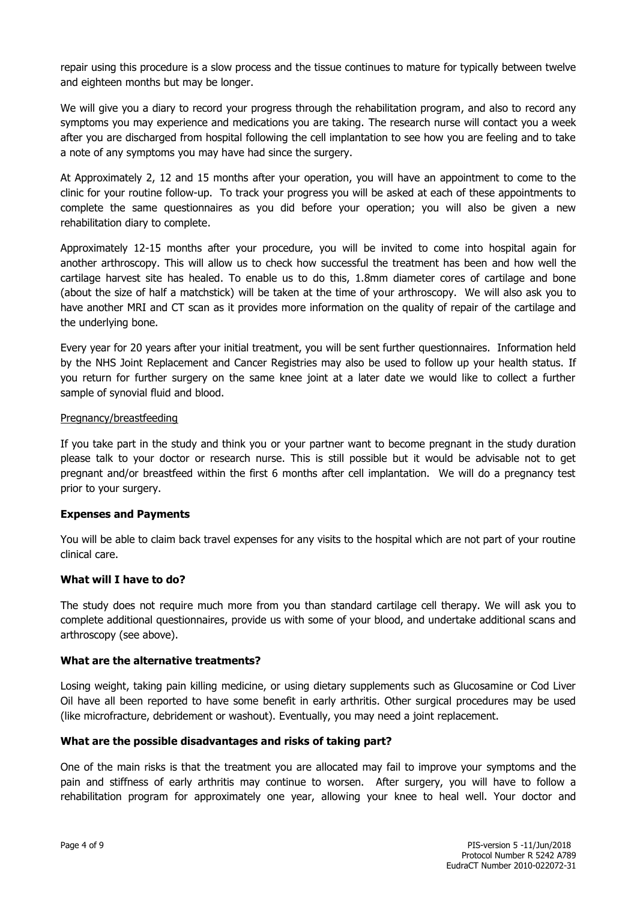repair using this procedure is a slow process and the tissue continues to mature for typically between twelve and eighteen months but may be longer.

We will give you a diary to record your progress through the rehabilitation program, and also to record any symptoms you may experience and medications you are taking. The research nurse will contact you a week after you are discharged from hospital following the cell implantation to see how you are feeling and to take a note of any symptoms you may have had since the surgery.

At Approximately 2, 12 and 15 months after your operation, you will have an appointment to come to the clinic for your routine follow-up. To track your progress you will be asked at each of these appointments to complete the same questionnaires as you did before your operation; you will also be given a new rehabilitation diary to complete.

Approximately 12-15 months after your procedure, you will be invited to come into hospital again for another arthroscopy. This will allow us to check how successful the treatment has been and how well the cartilage harvest site has healed. To enable us to do this, 1.8mm diameter cores of cartilage and bone (about the size of half a matchstick) will be taken at the time of your arthroscopy. We will also ask you to have another MRI and CT scan as it provides more information on the quality of repair of the cartilage and the underlying bone.

Every year for 20 years after your initial treatment, you will be sent further questionnaires. Information held by the NHS Joint Replacement and Cancer Registries may also be used to follow up your health status. If you return for further surgery on the same knee joint at a later date we would like to collect a further sample of synovial fluid and blood.

Pregnancy/breastfeeding

If you take part in the study and think you or your partner want to become pregnant in the study duration please talk to your doctor or research nurse. This is still possible but it would be advisable not to get pregnant and/or breastfeed within the first 6 months after cell implantation. We will do a pregnancy test prior to your surgery.

**Expenses and Payments**

You will be able to claim back travel expenses for any visits to the hospital which are not part of your routine clinical care.

**What will I have to do?**

The study does not require much more from you than standard cartilage cell therapy. We will ask you to complete additional questionnaires, provide us with some of your blood, and undertake additional scans and arthroscopy (see above).

**What are the alternative treatments?**

Losing weight, taking pain killing medicine, or using dietary supplements such as Glucosamine or Cod Liver Oil have all been reported to have some benefit in early arthritis. Other surgical procedures may be used (like microfracture, debridement or washout). Eventually, you may need a joint replacement.

**What are the possible disadvantages and risks of taking part?**

One of the main risks is that the treatment you are allocated may fail to improve your symptoms and the pain and stiffness of early arthritis may continue to worsen. After surgery, you will have to follow a rehabilitation program for approximately one year, allowing your knee to heal well. Your doctor and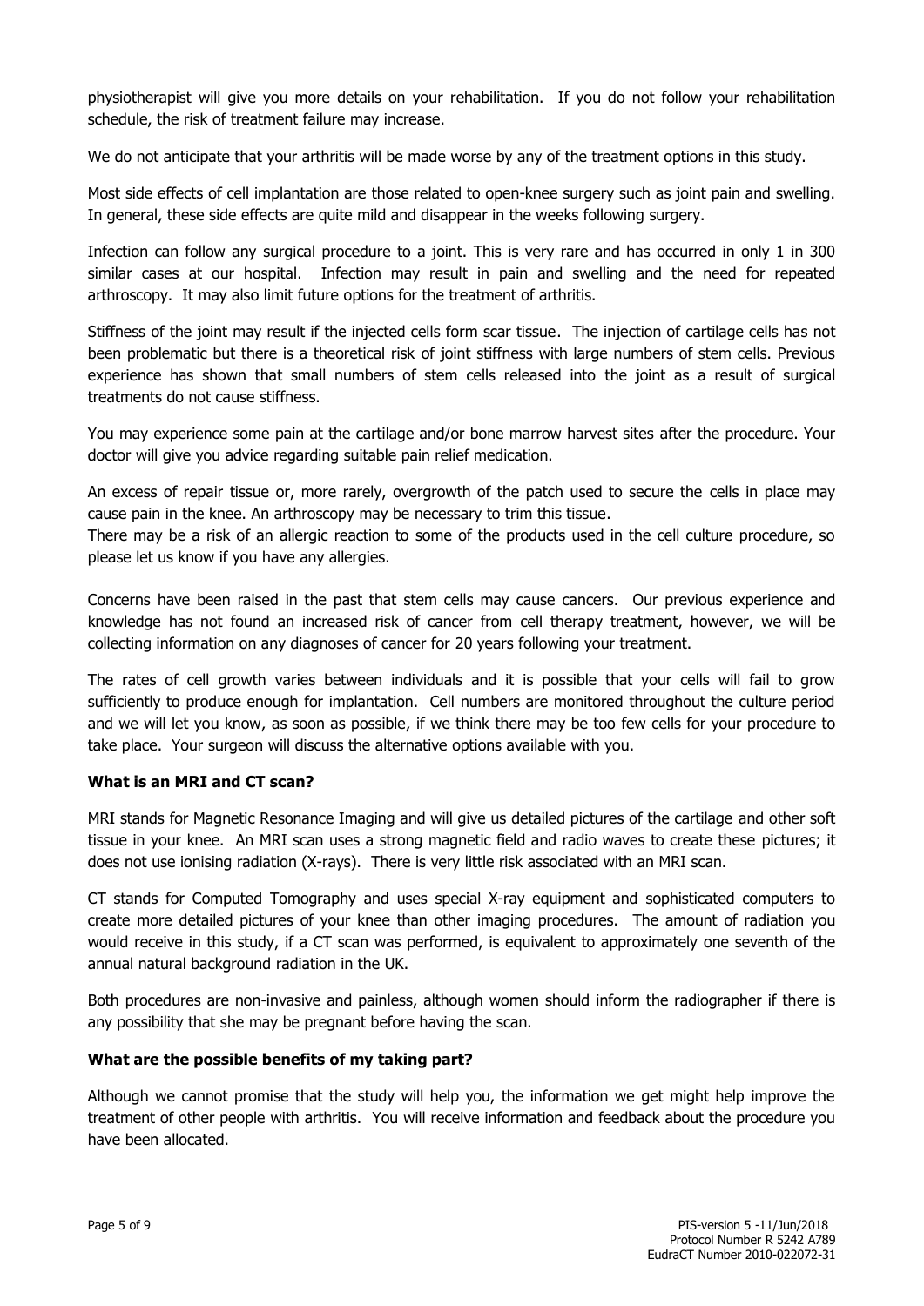physiotherapist will give you more details on your rehabilitation. If you do not follow your rehabilitation schedule, the risk of treatment failure may increase.

We do not anticipate that your arthritis will be made worse by any of the treatment options in this study.

Most side effects of cell implantation are those related to open-knee surgery such as joint pain and swelling. In general, these side effects are quite mild and disappear in the weeks following surgery.

Infection can follow any surgical procedure to a joint. This is very rare and has occurred in only 1 in 300 similar cases at our hospital. Infection may result in pain and swelling and the need for repeated arthroscopy. It may also limit future options for the treatment of arthritis.

Stiffness of the joint may result if the injected cells form scar tissue. The injection of cartilage cells has not been problematic but there is a theoretical risk of joint stiffness with large numbers of stem cells. Previous experience has shown that small numbers of stem cells released into the joint as a result of surgical treatments do not cause stiffness.

You may experience some pain at the cartilage and/or bone marrow harvest sites after the procedure. Your doctor will give you advice regarding suitable pain relief medication.

An excess of repair tissue or, more rarely, overgrowth of the patch used to secure the cells in place may cause pain in the knee. An arthroscopy may be necessary to trim this tissue.
There may be a risk of an allergic reaction to some of the products used in the cell culture procedure, so please let us know if you have any allergies.

Concerns have been raised in the past that stem cells may cause cancers. Our previous experience and knowledge has not found an increased risk of cancer from cell therapy treatment, however, we will be collecting information on any diagnoses of cancer for 20 years following your treatment.

The rates of cell growth varies between individuals and it is possible that your cells will fail to grow sufficiently to produce enough for implantation. Cell numbers are monitored throughout the culture period and we will let you know, as soon as possible, if we think there may be too few cells for your procedure to take place. Your surgeon will discuss the alternative options available with you.

### What is an MRI and CT scan?

MRI stands for Magnetic Resonance Imaging and will give us detailed pictures of the cartilage and other soft tissue in your knee. An MRI scan uses a strong magnetic field and radio waves to create these pictures; it does not use ionising radiation (X-rays). There is very little risk associated with an MRI scan.

CT stands for Computed Tomography and uses special X-ray equipment and sophisticated computers to create more detailed pictures of your knee than other imaging procedures. The amount of radiation you would receive in this study, if a CT scan was performed, is equivalent to approximately one seventh of the annual natural background radiation in the UK.

Both procedures are non-invasive and painless, although women should inform the radiographer if there is any possibility that she may be pregnant before having the scan.

### What are the possible benefits of my taking part?

Although we cannot promise that the study will help you, the information we get might help improve the treatment of other people with arthritis. You will receive information and feedback about the procedure you have been allocated.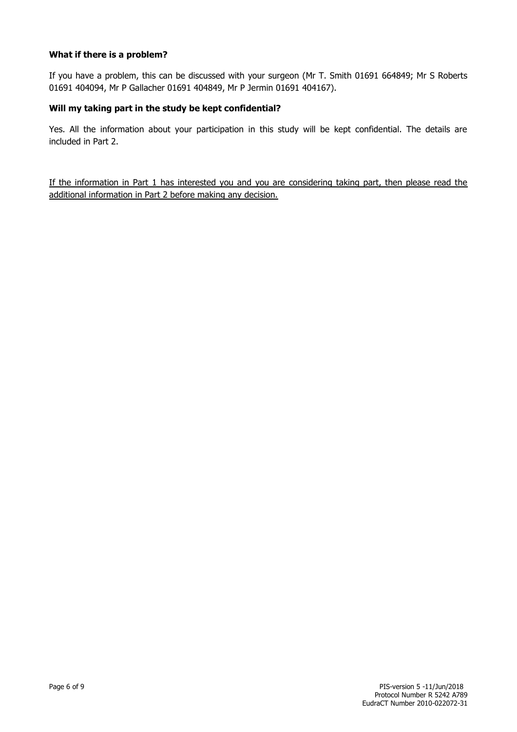**What if there is a problem?**

If you have a problem, this can be discussed with your surgeon (Mr T. Smith 01691 664849; Mr S Roberts 01691 404094, Mr P Gallacher 01691 404849, Mr P Jermin 01691 404167).

**Will my taking part in the study be kept confidential?**

Yes. All the information about your participation in this study will be kept confidential. The details are included in Part 2.

<u>If the information in Part 1 has interested you and you are considering taking part, then please read the additional information in Part 2 before making any decision.</u>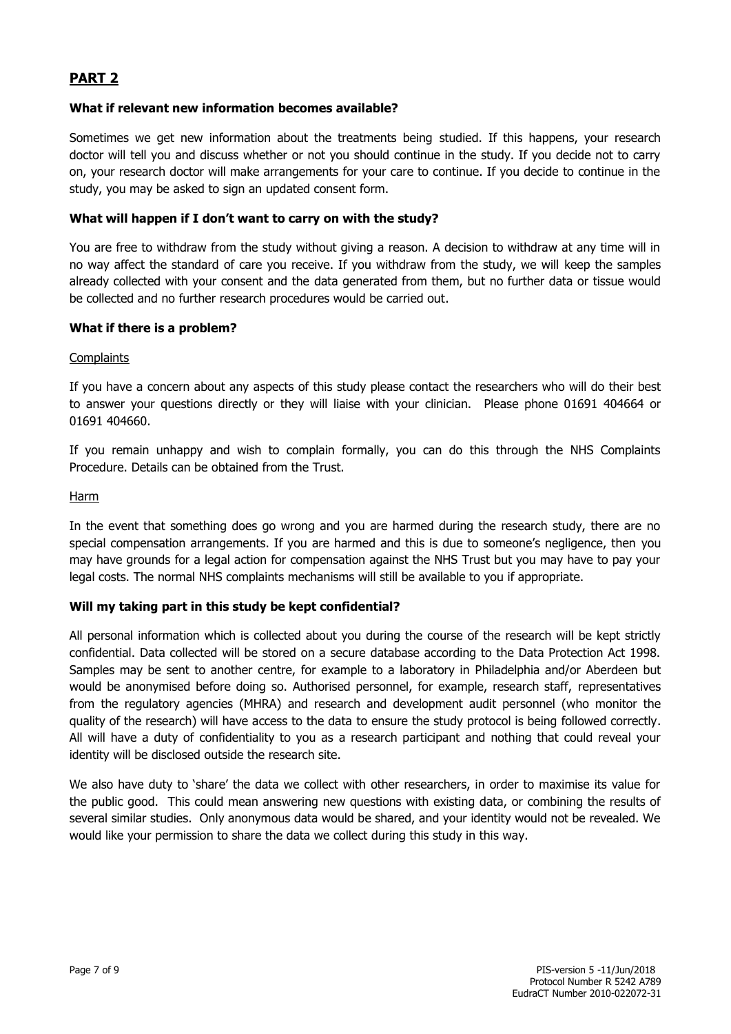## PART 2

### What if relevant new information becomes available?

Sometimes we get new information about the treatments being studied. If this happens, your research doctor will tell you and discuss whether or not you should continue in the study. If you decide not to carry on, your research doctor will make arrangements for your care to continue. If you decide to continue in the study, you may be asked to sign an updated consent form.

### What will happen if I don't want to carry on with the study?

You are free to withdraw from the study without giving a reason. A decision to withdraw at any time will in no way affect the standard of care you receive. If you withdraw from the study, we will keep the samples already collected with your consent and the data generated from them, but no further data or tissue would be collected and no further research procedures would be carried out.

### What if there is a problem?

Complaints

If you have a concern about any aspects of this study please contact the researchers who will do their best to answer your questions directly or they will liaise with your clinician. Please phone 01691 404664 or 01691 404660.

If you remain unhappy and wish to complain formally, you can do this through the NHS Complaints Procedure. Details can be obtained from the Trust.

Harm

In the event that something does go wrong and you are harmed during the research study, there are no special compensation arrangements. If you are harmed and this is due to someone's negligence, then you may have grounds for a legal action for compensation against the NHS Trust but you may have to pay your legal costs. The normal NHS complaints mechanisms will still be available to you if appropriate.

### Will my taking part in this study be kept confidential?

All personal information which is collected about you during the course of the research will be kept strictly confidential. Data collected will be stored on a secure database according to the Data Protection Act 1998. Samples may be sent to another centre, for example to a laboratory in Philadelphia and/or Aberdeen but would be anonymised before doing so. Authorised personnel, for example, research staff, representatives from the regulatory agencies (MHRA) and research and development audit personnel (who monitor the quality of the research) will have access to the data to ensure the study protocol is being followed correctly. All will have a duty of confidentiality to you as a research participant and nothing that could reveal your identity will be disclosed outside the research site.

We also have duty to 'share' the data we collect with other researchers, in order to maximise its value for the public good. This could mean answering new questions with existing data, or combining the results of several similar studies. Only anonymous data would be shared, and your identity would not be revealed. We would like your permission to share the data we collect during this study in this way.

PIS-version 5 -11/Jun/2018
Protocol Number R 5242 A789
EudraCT Number 2010-022072-31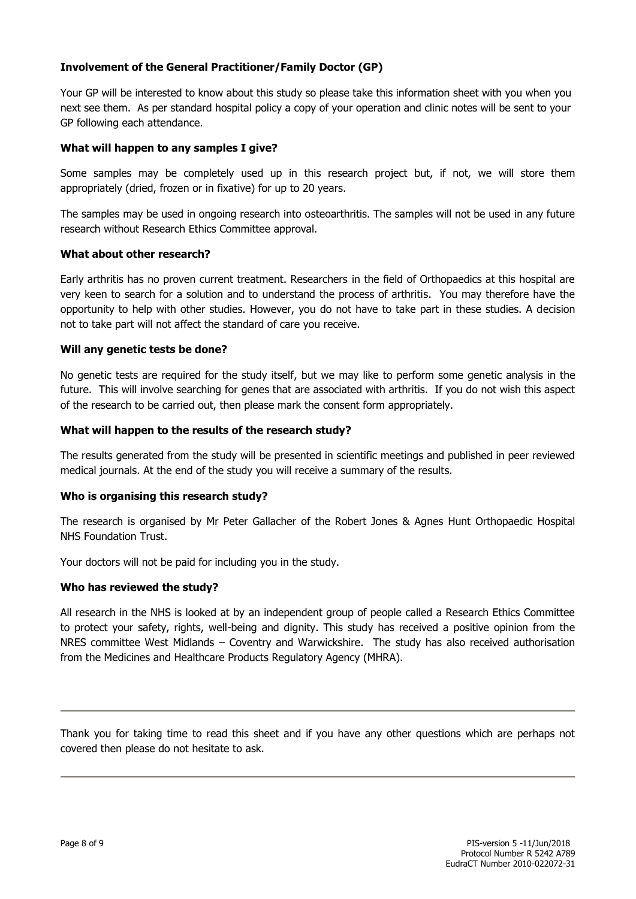**Involvement of the General Practitioner/Family Doctor (GP)**

Your GP will be interested to know about this study so please take this information sheet with you when you next see them. As per standard hospital policy a copy of your operation and clinic notes will be sent to your GP following each attendance.

**What will happen to any samples I give?**

Some samples may be completely used up in this research project but, if not, we will store them appropriately (dried, frozen or in fixative) for up to 20 years.

The samples may be used in ongoing research into osteoarthritis. The samples will not be used in any future research without Research Ethics Committee approval.

**What about other research?**

Early arthritis has no proven current treatment. Researchers in the field of Orthopaedics at this hospital are very keen to search for a solution and to understand the process of arthritis. You may therefore have the opportunity to help with other studies. However, you do not have to take part in these studies. A decision not to take part will not affect the standard of care you receive.

**Will any genetic tests be done?**

No genetic tests are required for the study itself, but we may like to perform some genetic analysis in the future. This will involve searching for genes that are associated with arthritis. If you do not wish this aspect of the research to be carried out, then please mark the consent form appropriately.

**What will happen to the results of the research study?**

The results generated from the study will be presented in scientific meetings and published in peer reviewed medical journals. At the end of the study you will receive a summary of the results.

**Who is organising this research study?**

The research is organised by Mr Peter Gallacher of the Robert Jones & Agnes Hunt Orthopaedic Hospital NHS Foundation Trust.

Your doctors will not be paid for including you in the study.

**Who has reviewed the study?**

All research in the NHS is looked at by an independent group of people called a Research Ethics Committee to protect your safety, rights, well-being and dignity. This study has received a positive opinion from the NRES committee West Midlands – Coventry and Warwickshire. The study has also received authorisation from the Medicines and Healthcare Products Regulatory Agency (MHRA).

---

Thank you for taking time to read this sheet and if you have any other questions which are perhaps not covered then please do not hesitate to ask.

---

PIS-version 5 -11/Jun/2018
Protocol Number R 5242 A789
EudraCT Number 2010-022072-31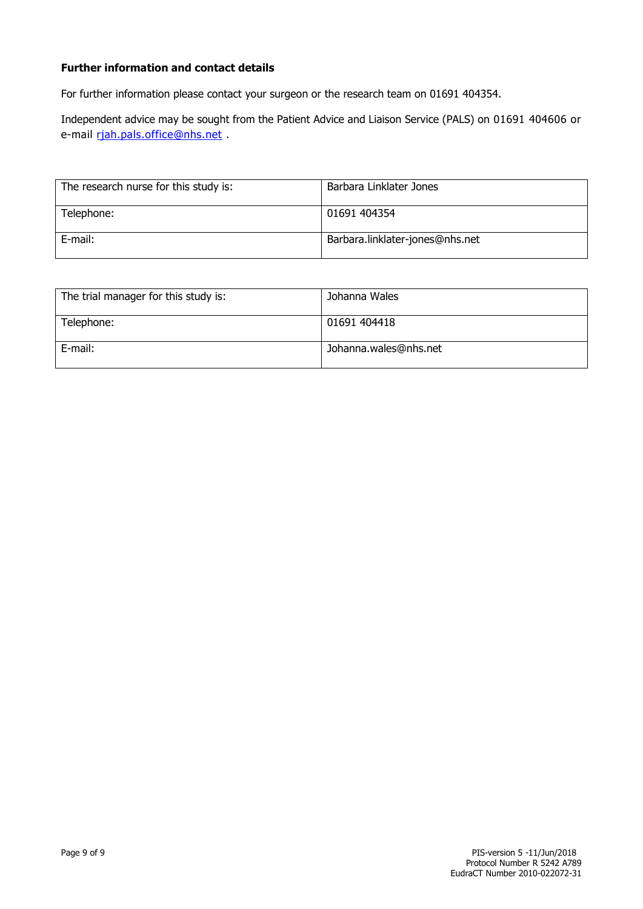**Further information and contact details**

For further information please contact your surgeon or the research team on 01691 404354.

Independent advice may be sought from the Patient Advice and Liaison Service (PALS) on 01691 404606 or e-mail rjah.pals.office@nhs.net .

| | |
|---|---|
| The research nurse for this study is: | Barbara Linklater Jones |
| Telephone: | 01691 404354 |
| E-mail: | Barbara.linklater-jones@nhs.net |

| | |
|---|---|
| The trial manager for this study is: | Johanna Wales |
| Telephone: | 01691 404418 |
| E-mail: | Johanna.wales@nhs.net |

PIS-version 5 -11/Jun/2018
Protocol Number R 5242 A789
EudraCT Number 2010-022072-31